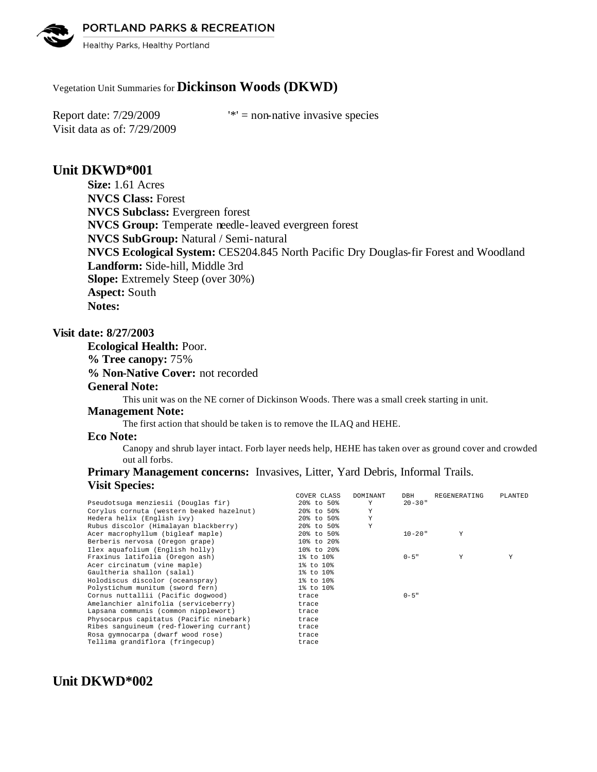PORTLAND PARKS & RECREATION

Healthy Parks, Healthy Portland

Vegetation Unit Summaries for **Dickinson Woods (DKWD)**

Report date: 7/29/2009 '*' = non-native invasive species

Visit data as of: 7/29/2009

## Unit DKWD*001

**Size:** 1.61 Acres

**NVCS Class:** Forest

**NVCS Subclass:** Evergreen forest

**NVCS Group:** Temperate needle-leaved evergreen forest

**NVCS SubGroup:** Natural / Semi-natural

**NVCS Ecological System:** CES204.845 North Pacific Dry Douglas-fir Forest and Woodland

**Landform:** Side-hill, Middle 3rd

**Slope:** Extremely Steep (over 30%)

**Aspect:** South

**Notes:**

### Visit date: 8/27/2003

**Ecological Health:** Poor.

**% Tree canopy:** 75%

**% Non-Native Cover:** not recorded

**General Note:**

This unit was on the NE corner of Dickinson Woods. There was a small creek starting in unit.

**Management Note:**

The first action that should be taken is to remove the ILAQ and HEHE.

**Eco Note:**

Canopy and shrub layer intact. Forb layer needs help, HEHE has taken over as ground cover and crowded out all forbs.

**Primary Management concerns:** Invasives, Litter, Yard Debris, Informal Trails.

**Visit Species:**

| | COVER CLASS | DOMINANT | DBH | REGENERATING | PLANTED |
|---|---|---|---|---|---|
| Pseudotsuga menziesii (Douglas fir) | 20% to 50% | Y | 20-30" | | |
| Corylus cornuta (western beaked hazelnut) | 20% to 50% | Y | | | |
| Hedera helix (English ivy) | 20% to 50% | Y | | | |
| Rubus discolor (Himalayan blackberry) | 20% to 50% | Y | | | |
| Acer macrophyllum (bigleaf maple) | 20% to 50% | | 10-20" | Y | |
| Berberis nervosa (Oregon grape) | 10% to 20% | | | | |
| Ilex aquafolium (English holly) | 10% to 20% | | | | |
| Fraxinus latifolia (Oregon ash) | 1% to 10% | | 0-5" | Y | Y |
| Acer circinatum (vine maple) | 1% to 10% | | | | |
| Gaultheria shallon (salal) | 1% to 10% | | | | |
| Holodiscus discolor (oceanspray) | 1% to 10% | | | | |
| Polystichum munitum (sword fern) | 1% to 10% | | | | |
| Cornus nuttallii (Pacific dogwood) | trace | | 0-5" | | |
| Amelanchier alnifolia (serviceberry) | trace | | | | |
| Lapsana communis (common nipplewort) | trace | | | | |
| Physocarpus capitatus (Pacific ninebark) | trace | | | | |
| Ribes sanguineum (red-flowering currant) | trace | | | | |
| Rosa gymnocarpa (dwarf wood rose) | trace | | | | |
| Tellima grandiflora (fringecup) | trace | | | | |

## Unit DKWD*002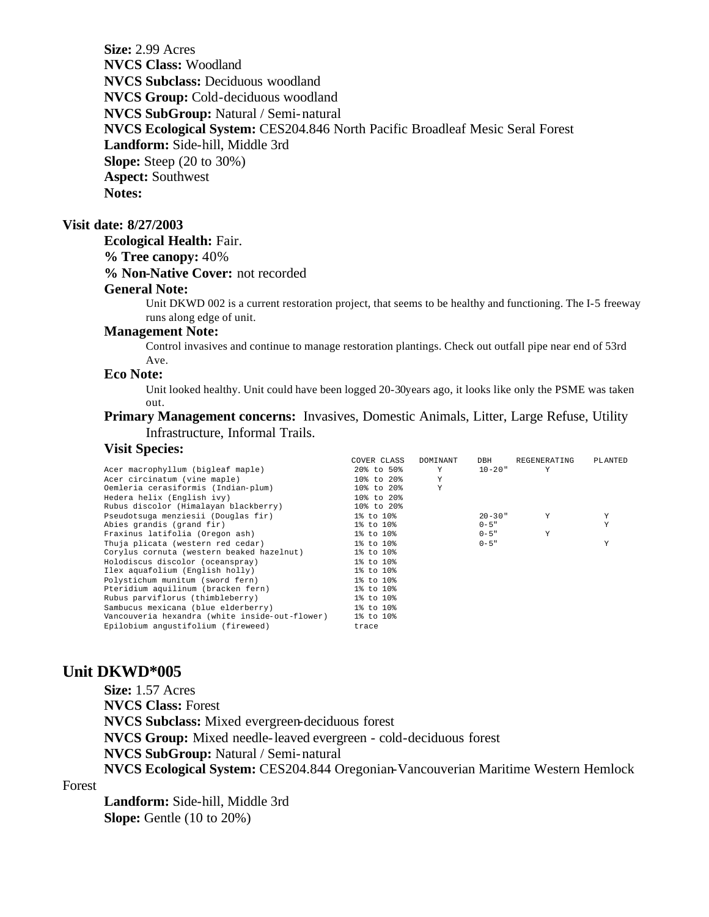**Size:** 2.99 Acres
**NVCS Class:** Woodland
**NVCS Subclass:** Deciduous woodland
**NVCS Group:** Cold-deciduous woodland
**NVCS SubGroup:** Natural / Semi-natural
**NVCS Ecological System:** CES204.846 North Pacific Broadleaf Mesic Seral Forest
**Landform:** Side-hill, Middle 3rd
**Slope:** Steep (20 to 30%)
**Aspect:** Southwest
**Notes:**

### Visit date: 8/27/2003

**Ecological Health:** Fair.

**% Tree canopy:** 40%

**% Non-Native Cover:** not recorded

**General Note:**

Unit DKWD 002 is a current restoration project, that seems to be healthy and functioning. The I-5 freeway runs along edge of unit.

**Management Note:**

Control invasives and continue to manage restoration plantings. Check out outfall pipe near end of 53rd Ave.

**Eco Note:**

Unit looked healthy. Unit could have been logged 20-30years ago, it looks like only the PSME was taken out.

**Primary Management concerns:** Invasives, Domestic Animals, Litter, Large Refuse, Utility Infrastructure, Informal Trails.

**Visit Species:**

| | COVER CLASS | DOMINANT | DBH | REGENERATING | PLANTED |
|---|---|---|---|---|---|
| Acer macrophyllum (bigleaf maple) | 20% to 50% | Y | 10-20" | Y | |
| Acer circinatum (vine maple) | 10% to 20% | Y | | | |
| Oemleria cerasiformis (Indian-plum) | 10% to 20% | Y | | | |
| Hedera helix (English ivy) | 10% to 20% | | | | |
| Rubus discolor (Himalayan blackberry) | 10% to 20% | | | | |
| Pseudotsuga menziesii (Douglas fir) | 1% to 10% | | 20-30" | Y | Y |
| Abies grandis (grand fir) | 1% to 10% | | 0-5" | | Y |
| Fraxinus latifolia (Oregon ash) | 1% to 10% | | 0-5" | Y | |
| Thuja plicata (western red cedar) | 1% to 10% | | 0-5" | | Y |
| Corylus cornuta (western beaked hazelnut) | 1% to 10% | | | | |
| Holodiscus discolor (oceanspray) | 1% to 10% | | | | |
| Ilex aquafolium (English holly) | 1% to 10% | | | | |
| Polystichum munitum (sword fern) | 1% to 10% | | | | |
| Pteridium aquilinum (bracken fern) | 1% to 10% | | | | |
| Rubus parviflorus (thimbleberry) | 1% to 10% | | | | |
| Sambucus mexicana (blue elderberry) | 1% to 10% | | | | |
| Vancouveria hexandra (white inside-out-flower) | 1% to 10% | | | | |
| Epilobium angustifolium (fireweed) | trace | | | | |

## Unit DKWD*005

**Size:** 1.57 Acres
**NVCS Class:** Forest
**NVCS Subclass:** Mixed evergreen-deciduous forest
**NVCS Group:** Mixed needle-leaved evergreen - cold-deciduous forest
**NVCS SubGroup:** Natural / Semi-natural
**NVCS Ecological System:** CES204.844 Oregonian-Vancouverian Maritime Western Hemlock Forest
**Landform:** Side-hill, Middle 3rd
**Slope:** Gentle (10 to 20%)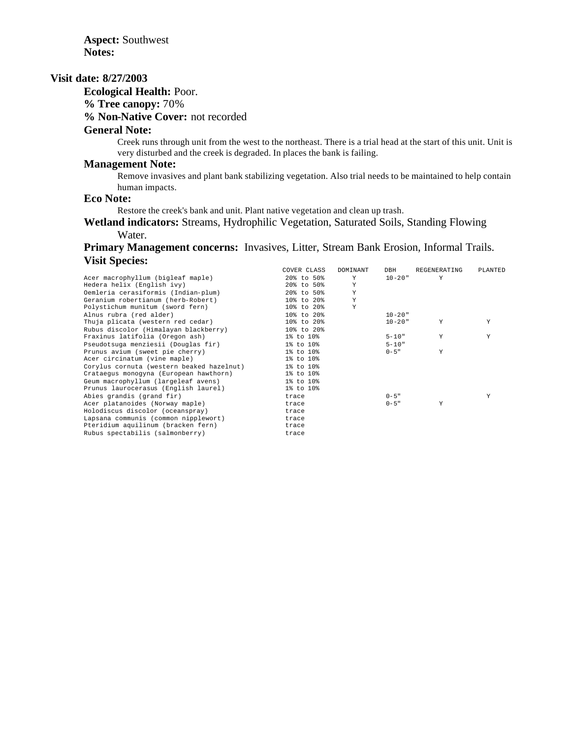**Aspect:** Southwest
**Notes:**

## Visit date: 8/27/2003

**Ecological Health:** Poor.
**% Tree canopy:** 70%
**% Non-Native Cover:** not recorded

**General Note:**

Creek runs through unit from the west to the northeast. There is a trial head at the start of this unit. Unit is very disturbed and the creek is degraded. In places the bank is failing.

**Management Note:**

Remove invasives and plant bank stabilizing vegetation. Also trial needs to be maintained to help contain human impacts.

**Eco Note:**

Restore the creek's bank and unit. Plant native vegetation and clean up trash.

**Wetland indicators:** Streams, Hydrophilic Vegetation, Saturated Soils, Standing Flowing Water.

**Primary Management concerns:** Invasives, Litter, Stream Bank Erosion, Informal Trails.

**Visit Species:**

| | COVER CLASS | DOMINANT | DBH | REGENERATING | PLANTED |
|---|---|---|---|---|---|
| Acer macrophyllum (bigleaf maple) | 20% to 50% | Y | 10-20" | Y | |
| Hedera helix (English ivy) | 20% to 50% | Y | | | |
| Oemleria cerasiformis (Indian-plum) | 20% to 50% | Y | | | |
| Geranium robertianum (herb-Robert) | 10% to 20% | Y | | | |
| Polystichum munitum (sword fern) | 10% to 20% | Y | | | |
| Alnus rubra (red alder) | 10% to 20% | | 10-20" | | |
| Thuja plicata (western red cedar) | 10% to 20% | | 10-20" | Y | Y |
| Rubus discolor (Himalayan blackberry) | 10% to 20% | | | | |
| Fraxinus latifolia (Oregon ash) | 1% to 10% | | 5-10" | Y | Y |
| Pseudotsuga menziesii (Douglas fir) | 1% to 10% | | 5-10" | | |
| Prunus avium (sweet pie cherry) | 1% to 10% | | 0-5" | Y | |
| Acer circinatum (vine maple) | 1% to 10% | | | | |
| Corylus cornuta (western beaked hazelnut) | 1% to 10% | | | | |
| Crataegus monogyna (European hawthorn) | 1% to 10% | | | | |
| Geum macrophyllum (largeleaf avens) | 1% to 10% | | | | |
| Prunus laurocerasus (English laurel) | 1% to 10% | | | | |
| Abies grandis (grand fir) | trace | | 0-5" | | Y |
| Acer platanoides (Norway maple) | trace | | 0-5" | Y | |
| Holodiscus discolor (oceanspray) | trace | | | | |
| Lapsana communis (common nipplewort) | trace | | | | |
| Pteridium aquilinum (bracken fern) | trace | | | | |
| Rubus spectabilis (salmonberry) | trace | | | | |